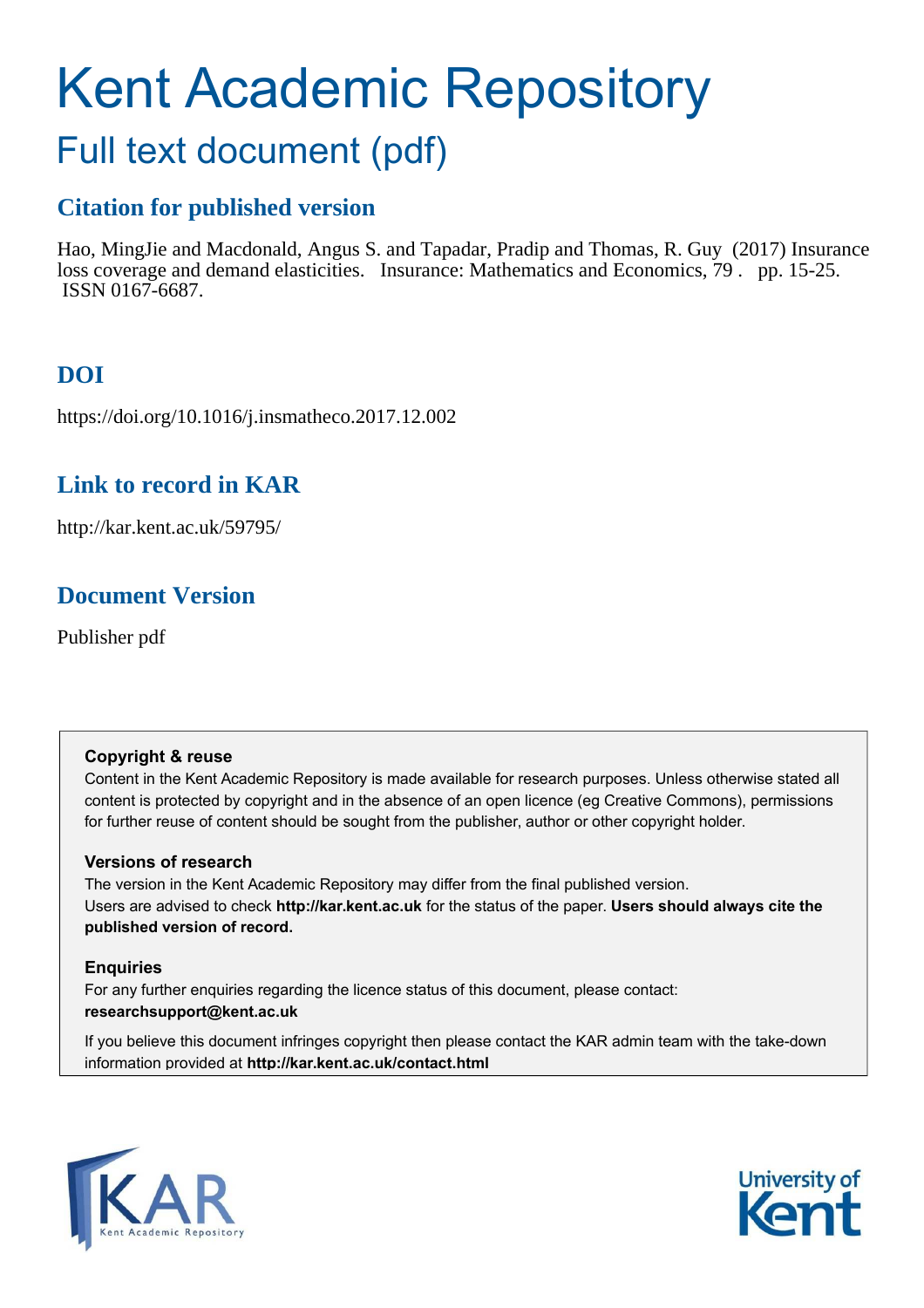# Kent Academic Repository

## Full text document (pdf)

### Citation for published version

Hao, MingJie and Macdonald, Angus S. and Tapadar, Pradip and Thomas, R. Guy (2017) Insurance loss coverage and demand elasticities. Insurance: Mathematics and Economics, 79 . pp. 15-25. ISSN 0167-6687.

### DOI

https://doi.org/10.1016/j.insmatheco.2017.12.002

### Link to record in KAR

http://kar.kent.ac.uk/59795/

### Document Version

Publisher pdf

**Copyright & reuse**

Content in the Kent Academic Repository is made available for research purposes. Unless otherwise stated all content is protected by copyright and in the absence of an open licence (eg Creative Commons), permissions for further reuse of content should be sought from the publisher, author or other copyright holder.

**Versions of research**

The version in the Kent Academic Repository may differ from the final published version. Users are advised to check **http://kar.kent.ac.uk** for the status of the paper. **Users should always cite the published version of record.**

**Enquiries**

For any further enquiries regarding the licence status of this document, please contact: **researchsupport@kent.ac.uk**

If you believe this document infringes copyright then please contact the KAR admin team with the take-down information provided at **http://kar.kent.ac.uk/contact.html**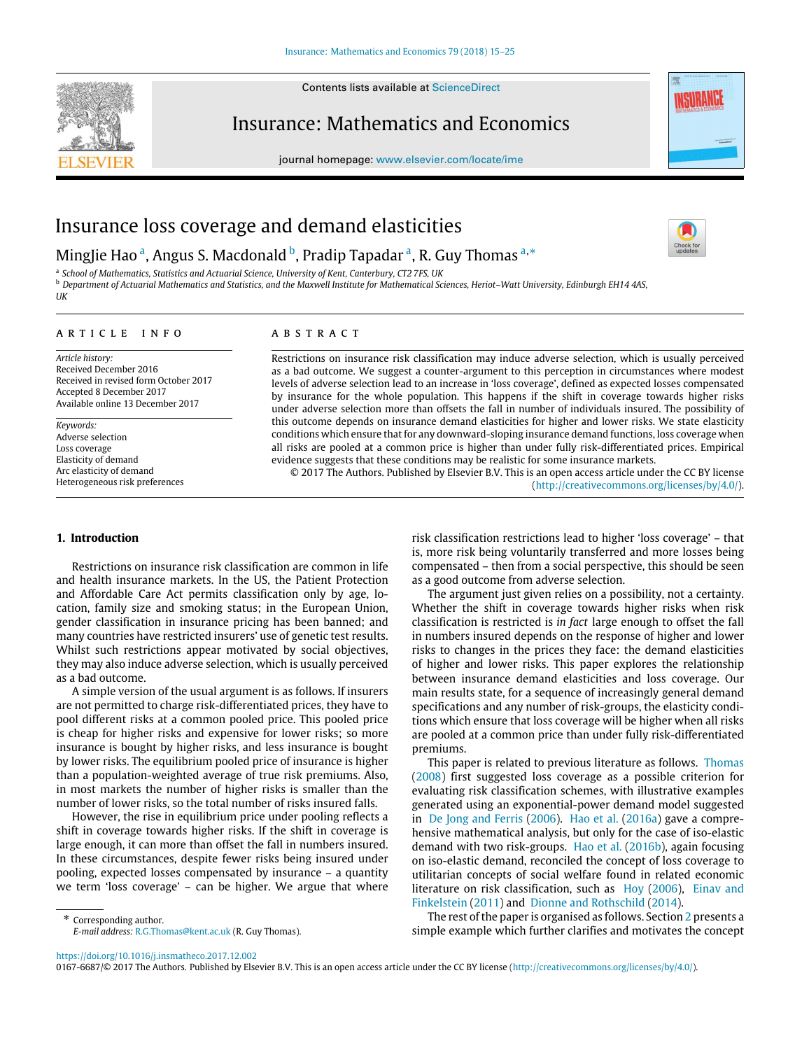# Insurance loss coverage and demand elasticities

MingJie Hao [a], Angus S. Macdonald [b], Pradip Tapadar [a], R. Guy Thomas [a,*]

[a] School of Mathematics, Statistics and Actuarial Science, University of Kent, Canterbury, CT2 7FS, UK

[b] Department of Actuarial Mathematics and Statistics, and the Maxwell Institute for Mathematical Sciences, Heriot–Watt University, Edinburgh EH14 4AS, UK

## ARTICLE INFO

*Article history:*
Received December 2016
Received in revised form October 2017
Accepted 8 December 2017
Available online 13 December 2017

*Keywords:*
Adverse selection
Loss coverage
Elasticity of demand
Arc elasticity of demand
Heterogeneous risk preferences

## ABSTRACT

Restrictions on insurance risk classification may induce adverse selection, which is usually perceived as a bad outcome. We suggest a counter-argument to this perception in circumstances where modest levels of adverse selection lead to an increase in 'loss coverage', defined as expected losses compensated by insurance for the whole population. This happens if the shift in coverage towards higher risks under adverse selection more than offsets the fall in number of individuals insured. The possibility of this outcome depends on insurance demand elasticities for higher and lower risks. We state elasticity conditions which ensure that for any downward-sloping insurance demand functions, loss coverage when all risks are pooled at a common price is higher than under fully risk-differentiated prices. Empirical evidence suggests that these conditions may be realistic for some insurance markets.

© 2017 The Authors. Published by Elsevier B.V. This is an open access article under the CC BY license (http://creativecommons.org/licenses/by/4.0/).

## 1. Introduction

Restrictions on insurance risk classification are common in life and health insurance markets. In the US, the Patient Protection and Affordable Care Act permits classification only by age, location, family size and smoking status; in the European Union, gender classification in insurance pricing has been banned; and many countries have restricted insurers' use of genetic test results. Whilst such restrictions appear motivated by social objectives, they may also induce adverse selection, which is usually perceived as a bad outcome.

A simple version of the usual argument is as follows. If insurers are not permitted to charge risk-differentiated prices, they have to pool different risks at a common pooled price. This pooled price is cheap for higher risks and expensive for lower risks; so more insurance is bought by higher risks, and less insurance is bought by lower risks. The equilibrium pooled price of insurance is higher than a population-weighted average of true risk premiums. Also, in most markets the number of higher risks is smaller than the number of lower risks, so the total number of risks insured falls.

However, the rise in equilibrium price under pooling reflects a shift in coverage towards higher risks. If the shift in coverage is large enough, it can more than offset the fall in numbers insured. In these circumstances, despite fewer risks being insured under pooling, expected losses compensated by insurance – a quantity we term 'loss coverage' – can be higher. We argue that where risk classification restrictions lead to higher 'loss coverage' – that is, more risk being voluntarily transferred and more losses being compensated – then from a social perspective, this should be seen as a good outcome from adverse selection.

The argument just given relies on a possibility, not a certainty. Whether the shift in coverage towards higher risks when risk classification is restricted is *in fact* large enough to offset the fall in numbers insured depends on the response of higher and lower risks to changes in the prices they face: the demand elasticities of higher and lower risks. This paper explores the relationship between insurance demand elasticities and loss coverage. Our main results state, for a sequence of increasingly general demand specifications and any number of risk-groups, the elasticity conditions which ensure that loss coverage will be higher when all risks are pooled at a common price than under fully risk-differentiated premiums.

This paper is related to previous literature as follows. Thomas (2008) first suggested loss coverage as a possible criterion for evaluating risk classification schemes, with illustrative examples generated using an exponential-power demand model suggested in De Jong and Ferris (2006). Hao et al. (2016a) gave a comprehensive mathematical analysis, but only for the case of iso-elastic demand with two risk-groups. Hao et al. (2016b), again focusing on iso-elastic demand, reconciled the concept of loss coverage to utilitarian concepts of social welfare found in related economic literature on risk classification, such as Hoy (2006), Einav and Finkelstein (2011) and Dionne and Rothschild (2014).

The rest of the paper is organised as follows. Section 2 presents a simple example which further clarifies and motivates the concept

\* Corresponding author.
*E-mail address:* R.G.Thomas@kent.ac.uk (R. Guy Thomas).

https://doi.org/10.1016/j.insmatheco.2017.12.002
0167-6687/© 2017 The Authors. Published by Elsevier B.V. This is an open access article under the CC BY license (http://creativecommons.org/licenses/by/4.0/).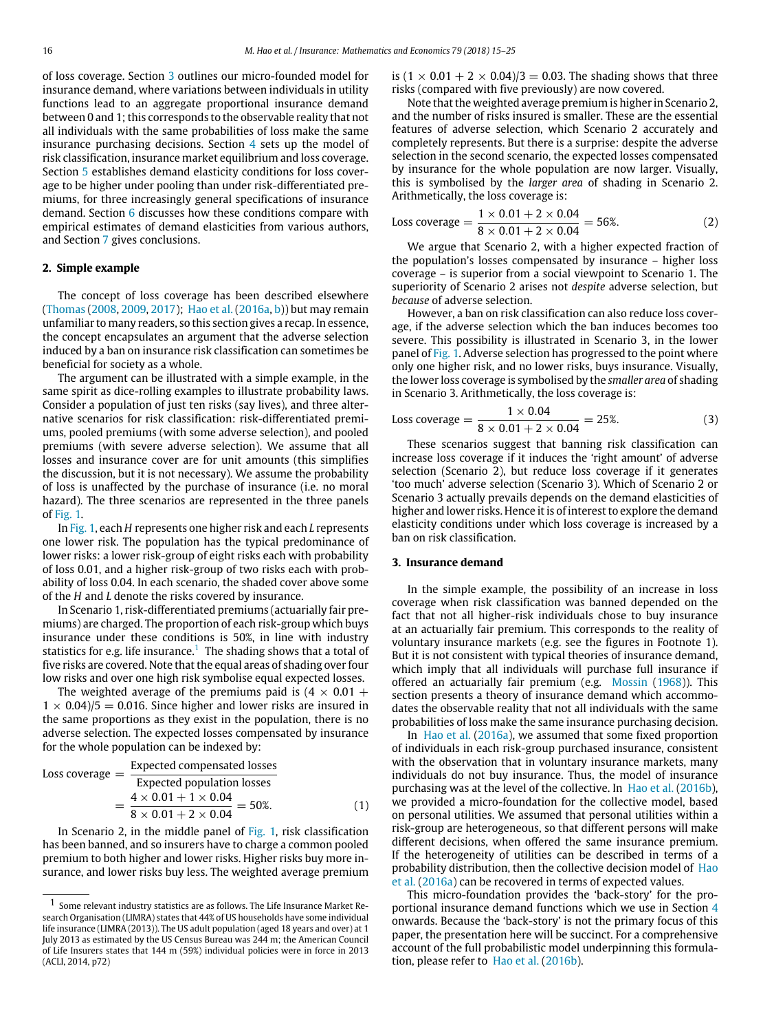of loss coverage. Section 3 outlines our micro-founded model for insurance demand, where variations between individuals in utility functions lead to an aggregate proportional insurance demand between 0 and 1; this corresponds to the observable reality that not all individuals with the same probabilities of loss make the same insurance purchasing decisions. Section 4 sets up the model of risk classification, insurance market equilibrium and loss coverage. Section 5 establishes demand elasticity conditions for loss coverage to be higher under pooling than under risk-differentiated premiums, for three increasingly general specifications of insurance demand. Section 6 discusses how these conditions compare with empirical estimates of demand elasticities from various authors, and Section 7 gives conclusions.

## 2. Simple example

The concept of loss coverage has been described elsewhere (Thomas (2008, 2009, 2017); Hao et al. (2016a, b)) but may remain unfamiliar to many readers, so this section gives a recap. In essence, the concept encapsulates an argument that the adverse selection induced by a ban on insurance risk classification can sometimes be beneficial for society as a whole.

The argument can be illustrated with a simple example, in the same spirit as dice-rolling examples to illustrate probability laws. Consider a population of just ten risks (say lives), and three alternative scenarios for risk classification: risk-differentiated premiums, pooled premiums (with some adverse selection), and pooled premiums (with severe adverse selection). We assume that all losses and insurance cover are for unit amounts (this simplifies the discussion, but it is not necessary). We assume the probability of loss is unaffected by the purchase of insurance (i.e. no moral hazard). The three scenarios are represented in the three panels of Fig. 1.

In Fig. 1, each *H* represents one higher risk and each *L* represents one lower risk. The population has the typical predominance of lower risks: a lower risk-group of eight risks each with probability of loss 0.01, and a higher risk-group of two risks each with probability of loss 0.04. In each scenario, the shaded cover above some of the *H* and *L* denote the risks covered by insurance.

In Scenario 1, risk-differentiated premiums (actuarially fair premiums) are charged. The proportion of each risk-group which buys insurance under these conditions is 50%, in line with industry statistics for e.g. life insurance.[1] The shading shows that a total of five risks are covered. Note that the equal areas of shading over four low risks and over one high risk symbolise equal expected losses.

The weighted average of the premiums paid is $(4 \times 0.01 + 1 \times 0.04)/5 = 0.016$. Since higher and lower risks are insured in the same proportions as they exist in the population, there is no adverse selection. The expected losses compensated by insurance for the whole population can be indexed by:

$$\text{Loss coverage} = \frac{\text{Expected compensated losses}}{\text{Expected population losses}} = \frac{4 \times 0.01 + 1 \times 0.04}{8 \times 0.01 + 2 \times 0.04} = 50\%. \tag{1}$$

In Scenario 2, in the middle panel of Fig. 1, risk classification has been banned, and so insurers have to charge a common pooled premium to both higher and lower risks. Higher risks buy more insurance, and lower risks buy less. The weighted average premium is $(1 \times 0.01 + 2 \times 0.04)/3 = 0.03$. The shading shows that three risks (compared with five previously) are now covered.

Note that the weighted average premium is higher in Scenario 2, and the number of risks insured is smaller. These are the essential features of adverse selection, which Scenario 2 accurately and completely represents. But there is a surprise: despite the adverse selection in the second scenario, the expected losses compensated by insurance for the whole population are now larger. Visually, this is symbolised by the *larger area* of shading in Scenario 2. Arithmetically, the loss coverage is:

$$\text{Loss coverage} = \frac{1 \times 0.01 + 2 \times 0.04}{8 \times 0.01 + 2 \times 0.04} = 56\%. \tag{2}$$

We argue that Scenario 2, with a higher expected fraction of the population's losses compensated by insurance – higher loss coverage – is superior from a social viewpoint to Scenario 1. The superiority of Scenario 2 arises not *despite* adverse selection, but *because* of adverse selection.

However, a ban on risk classification can also reduce loss coverage, if the adverse selection which the ban induces becomes too severe. This possibility is illustrated in Scenario 3, in the lower panel of Fig. 1. Adverse selection has progressed to the point where only one higher risk, and no lower risks, buys insurance. Visually, the lower loss coverage is symbolised by the *smaller area* of shading in Scenario 3. Arithmetically, the loss coverage is:

$$\text{Loss coverage} = \frac{1 \times 0.04}{8 \times 0.01 + 2 \times 0.04} = 25\%. \tag{3}$$

These scenarios suggest that banning risk classification can increase loss coverage if it induces the 'right amount' of adverse selection (Scenario 2), but reduce loss coverage if it generates 'too much' adverse selection (Scenario 3). Which of Scenario 2 or Scenario 3 actually prevails depends on the demand elasticities of higher and lower risks. Hence it is of interest to explore the demand elasticity conditions under which loss coverage is increased by a ban on risk classification.

## 3. Insurance demand

In the simple example, the possibility of an increase in loss coverage when risk classification was banned depended on the fact that not all higher-risk individuals chose to buy insurance at an actuarially fair premium. This corresponds to the reality of voluntary insurance markets (e.g. see the figures in Footnote 1). But it is not consistent with typical theories of insurance demand, which imply that all individuals will purchase full insurance if offered an actuarially fair premium (e.g. Mossin (1968)). This section presents a theory of insurance demand which accommodates the observable reality that not all individuals with the same probabilities of loss make the same insurance purchasing decision.

In Hao et al. (2016a), we assumed that some fixed proportion of individuals in each risk-group purchased insurance, consistent with the observation that in voluntary insurance markets, many individuals do not buy insurance. Thus, the model of insurance purchasing was at the level of the collective. In Hao et al. (2016b), we provided a micro-foundation for the collective model, based on personal utilities. We assumed that personal utilities within a risk-group are heterogeneous, so that different persons will make different decisions, when offered the same insurance premium. If the heterogeneity of utilities can be described in terms of a probability distribution, then the collective decision model of Hao et al. (2016a) can be recovered in terms of expected values.

This micro-foundation provides the 'back-story' for the proportional insurance demand functions which we use in Section 4 onwards. Because the 'back-story' is not the primary focus of this paper, the presentation here will be succinct. For a comprehensive account of the full probabilistic model underpinning this formulation, please refer to Hao et al. (2016b).

[1] Some relevant industry statistics are as follows. The Life Insurance Market Research Organisation (LIMRA) states that 44% of US households have some individual life insurance (LIMRA (2013)). The US adult population (aged 18 years and over) at 1 July 2013 as estimated by the US Census Bureau was 244 m; the American Council of Life Insurers states that 144 m (59%) individual policies were in force in 2013 (ACLI, 2014, p72)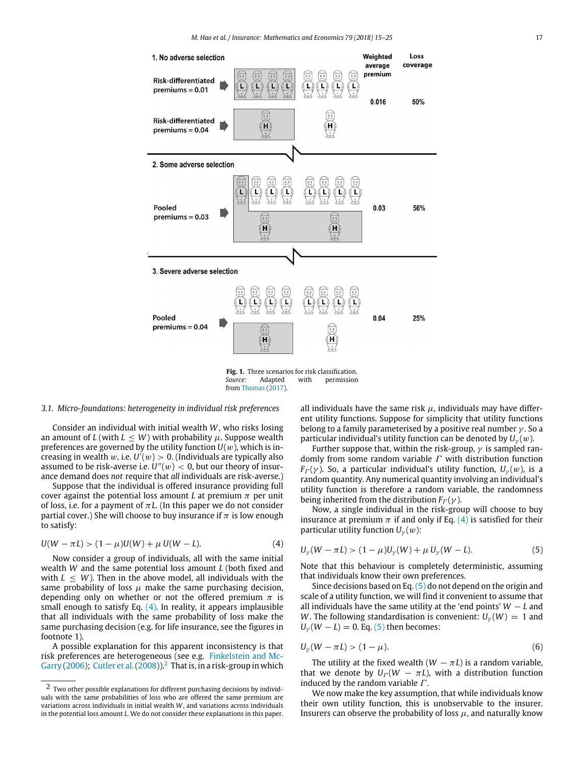1. No adverse selection

| | Weighted average premium | Loss coverage |
|---|---|---|
| Risk-differentiated premiums = 0.01 / Risk-differentiated premiums = 0.04 | 0.016 | 50% |

2. Some adverse selection

| | Weighted average premium | Loss coverage |
|---|---|---|
| Pooled premiums = 0.03 | 0.03 | 56% |

3. Severe adverse selection

| | Weighted average premium | Loss coverage |
|---|---|---|
| Pooled premiums = 0.04 | 0.04 | 25% |

**Fig. 1.** Three scenarios for risk classification.
*Source:* Adapted with permission from Thomas (2017).

### 3.1. Micro-foundations: heterogeneity in individual risk preferences

Consider an individual with initial wealth $W$, who risks losing an amount of $L$ (with $L \leq W$) with probability $\mu$. Suppose wealth preferences are governed by the utility function $U(w)$, which is increasing in wealth $w$, i.e. $U'(w) > 0$. (Individuals are typically also assumed to be risk-averse i.e. $U''(w) < 0$, but our theory of insurance demand does *not* require that *all* individuals are risk-averse.)

Suppose that the individual is offered insurance providing full cover against the potential loss amount $L$ at premium $\pi$ per unit of loss, i.e. for a payment of $\pi L$. (In this paper we do not consider partial cover.) She will choose to buy insurance if $\pi$ is low enough to satisfy:

$$U(W - \pi L) > (1 - \mu)U(W) + \mu\, U(W - L). \tag{4}$$

Now consider a group of individuals, all with the same initial wealth $W$ and the same potential loss amount $L$ (both fixed and with $L \leq W$). Then in the above model, all individuals with the same probability of loss $\mu$ make the same purchasing decision, depending only on whether or not the offered premium $\pi$ is small enough to satisfy Eq. (4). In reality, it appears implausible that all individuals with the same probability of loss make the same purchasing decision (e.g. for life insurance, see the figures in footnote 1).

A possible explanation for this apparent inconsistency is that risk preferences are heterogeneous (see e.g. Finkelstein and McGarry (2006); Cutler et al. (2008)).[2] That is, in a risk-group in which all individuals have the same risk $\mu$, individuals may have different utility functions. Suppose for simplicity that utility functions belong to a family parameterised by a positive real number $\gamma$. So a particular individual's utility function can be denoted by $U_\gamma(w)$.

Further suppose that, within the risk-group, $\gamma$ is sampled randomly from some random variable $\Gamma$ with distribution function $F_\Gamma(\gamma)$. So, a particular individual's utility function, $U_\gamma(w)$, is a random quantity. Any numerical quantity involving an individual's utility function is therefore a random variable, the randomness being inherited from the distribution $F_\Gamma(\gamma)$.

Now, a single individual in the risk-group will choose to buy insurance at premium $\pi$ if and only if Eq. (4) is satisfied for their particular utility function $U_\gamma(w)$:

$$U_\gamma(W - \pi L) > (1 - \mu)U_\gamma(W) + \mu\, U_\gamma(W - L). \tag{5}$$

Note that this behaviour is completely deterministic, assuming that individuals know their own preferences.

Since decisions based on Eq. (5) do not depend on the origin and scale of a utility function, we will find it convenient to assume that all individuals have the same utility at the 'end points' $W - L$ and $W$. The following standardisation is convenient: $U_\gamma(W) = 1$ and $U_\gamma(W - L) = 0$. Eq. (5) then becomes:

$$U_\gamma(W - \pi L) > (1 - \mu). \tag{6}$$

The utility at the fixed wealth $(W - \pi L)$ is a random variable, that we denote by $U_\Gamma(W - \pi L)$, with a distribution function induced by the random variable $\Gamma$.

We now make the key assumption, that while individuals know their own utility function, this is unobservable to the insurer. Insurers can observe the probability of loss $\mu$, and naturally know

[2] Two other possible explanations for different purchasing decisions by individuals with the same probabilities of loss who are offered the same premium are variations across individuals in initial wealth $W$, and variations across individuals in the potential loss amount $L$. We do not consider these explanations in this paper.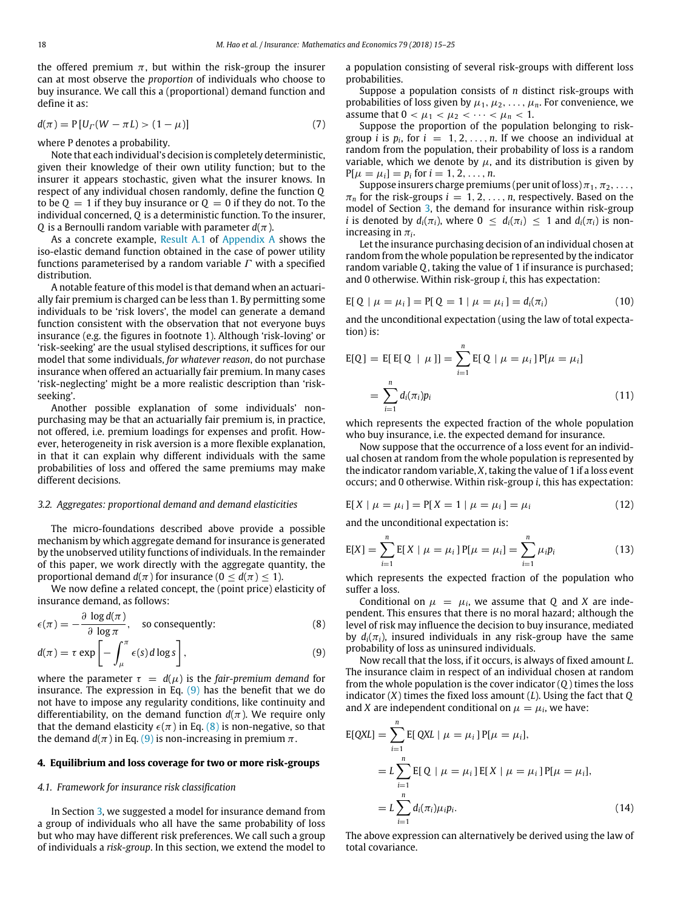the offered premium $\pi$, but within the risk-group the insurer can at most observe the *proportion* of individuals who choose to buy insurance. We call this a (proportional) demand function and define it as:

$$d(\pi) = \mathrm{P}\left[U_\Gamma(W - \pi L) > (1 - \mu)\right] \tag{7}$$

where P denotes a probability.

Note that each individual's decision is completely deterministic, given their knowledge of their own utility function; but to the insurer it appears stochastic, given what the insurer knows. In respect of any individual chosen randomly, define the function $Q$ to be $Q = 1$ if they buy insurance or $Q = 0$ if they do not. To the individual concerned, $Q$ is a deterministic function. To the insurer, $Q$ is a Bernoulli random variable with parameter $d(\pi)$.

As a concrete example, Result A.1 of Appendix A shows the iso-elastic demand function obtained in the case of power utility functions parameterised by a random variable $\Gamma$ with a specified distribution.

A notable feature of this model is that demand when an actuarially fair premium is charged can be less than 1. By permitting some individuals to be 'risk lovers', the model can generate a demand function consistent with the observation that not everyone buys insurance (e.g. the figures in footnote 1). Although 'risk-loving' or 'risk-seeking' are the usual stylised descriptions, it suffices for our model that some individuals, *for whatever reason*, do not purchase insurance when offered an actuarially fair premium. In many cases 'risk-neglecting' might be a more realistic description than 'risk-seeking'.

Another possible explanation of some individuals' non-purchasing may be that an actuarially fair premium is, in practice, not offered, i.e. premium loadings for expenses and profit. However, heterogeneity in risk aversion is a more flexible explanation, in that it can explain why different individuals with the same probabilities of loss and offered the same premiums may make different decisions.

### 3.2. Aggregates: proportional demand and demand elasticities

The micro-foundations described above provide a possible mechanism by which aggregate demand for insurance is generated by the unobserved utility functions of individuals. In the remainder of this paper, we work directly with the aggregate quantity, the proportional demand $d(\pi)$ for insurance ($0 \leq d(\pi) \leq 1$).

We now define a related concept, the (point price) elasticity of insurance demand, as follows:

$$\epsilon(\pi) = -\frac{\partial \log d(\pi)}{\partial \log \pi}, \quad \text{so consequently:} \tag{8}$$

$$d(\pi) = \tau \exp\left[-\int_\mu^\pi \epsilon(s)\, d\log s\right], \tag{9}$$

where the parameter $\tau = d(\mu)$ is the *fair-premium demand* for insurance. The expression in Eq. (9) has the benefit that we do not have to impose any regularity conditions, like continuity and differentiability, on the demand function $d(\pi)$. We require only that the demand elasticity $\epsilon(\pi)$ in Eq. (8) is non-negative, so that the demand $d(\pi)$ in Eq. (9) is non-increasing in premium $\pi$.

## 4. Equilibrium and loss coverage for two or more risk-groups

### 4.1. Framework for insurance risk classification

In Section 3, we suggested a model for insurance demand from a group of individuals who all have the same probability of loss but who may have different risk preferences. We call such a group of individuals a *risk-group*. In this section, we extend the model to a population consisting of several risk-groups with different loss probabilities.

Suppose a population consists of $n$ distinct risk-groups with probabilities of loss given by $\mu_1, \mu_2, \ldots, \mu_n$. For convenience, we assume that $0 < \mu_1 < \mu_2 < \cdots < \mu_n < 1$.

Suppose the proportion of the population belonging to risk-group $i$ is $p_i$, for $i = 1, 2, \ldots, n$. If we choose an individual at random from the population, their probability of loss is a random variable, which we denote by $\mu$, and its distribution is given by $\mathrm{P}[\mu = \mu_i] = p_i$ for $i = 1, 2, \ldots, n$.

Suppose insurers charge premiums (per unit of loss) $\pi_1, \pi_2, \ldots, \pi_n$ for the risk-groups $i = 1, 2, \ldots, n$, respectively. Based on the model of Section 3, the demand for insurance within risk-group $i$ is denoted by $d_i(\pi_i)$, where $0 \leq d_i(\pi_i) \leq 1$ and $d_i(\pi_i)$ is non-increasing in $\pi_i$.

Let the insurance purchasing decision of an individual chosen at random from the whole population be represented by the indicator random variable $Q$, taking the value of 1 if insurance is purchased; and 0 otherwise. Within risk-group $i$, this has expectation:

$$\mathrm{E}[\,Q \mid \mu = \mu_i\,] = \mathrm{P}[\,Q = 1 \mid \mu = \mu_i\,] = d_i(\pi_i) \tag{10}$$

and the unconditional expectation (using the law of total expectation) is:

$$\begin{aligned}
\mathrm{E}[Q] &= \mathrm{E}[\,\mathrm{E}[\,Q \mid \mu\,]] = \sum_{i=1}^{n} \mathrm{E}[\,Q \mid \mu = \mu_i\,]\,\mathrm{P}[\mu = \mu_i] \\
&= \sum_{i=1}^{n} d_i(\pi_i) p_i
\end{aligned} \tag{11}$$

which represents the expected fraction of the whole population who buy insurance, i.e. the expected demand for insurance.

Now suppose that the occurrence of a loss event for an individual chosen at random from the whole population is represented by the indicator random variable, $X$, taking the value of 1 if a loss event occurs; and 0 otherwise. Within risk-group $i$, this has expectation:

$$\mathrm{E}[\,X \mid \mu = \mu_i\,] = \mathrm{P}[\,X = 1 \mid \mu = \mu_i\,] = \mu_i \tag{12}$$

and the unconditional expectation is:

$$\mathrm{E}[X] = \sum_{i=1}^{n} \mathrm{E}[\,X \mid \mu = \mu_i\,]\,\mathrm{P}[\mu = \mu_i] = \sum_{i=1}^{n} \mu_i p_i \tag{13}$$

which represents the expected fraction of the population who suffer a loss.

Conditional on $\mu = \mu_i$, we assume that $Q$ and $X$ are independent. This ensures that there is no moral hazard; although the level of risk may influence the decision to buy insurance, mediated by $d_i(\pi_i)$, insured individuals in any risk-group have the same probability of loss as uninsured individuals.

Now recall that the loss, if it occurs, is always of fixed amount $L$. The insurance claim in respect of an individual chosen at random from the whole population is the cover indicator ($Q$) times the loss indicator ($X$) times the fixed loss amount ($L$). Using the fact that $Q$ and $X$ are independent conditional on $\mu = \mu_i$, we have:

$$\begin{aligned}
\mathrm{E}[QXL] &= \sum_{i=1}^{n} \mathrm{E}[\,QXL \mid \mu = \mu_i\,]\,\mathrm{P}[\mu = \mu_i], \\
&= L \sum_{i=1}^{n} \mathrm{E}[\,Q \mid \mu = \mu_i\,]\,\mathrm{E}[\,X \mid \mu = \mu_i\,]\,\mathrm{P}[\mu = \mu_i], \\
&= L \sum_{i=1}^{n} d_i(\pi_i) \mu_i p_i.
\end{aligned} \tag{14}$$

The above expression can alternatively be derived using the law of total covariance.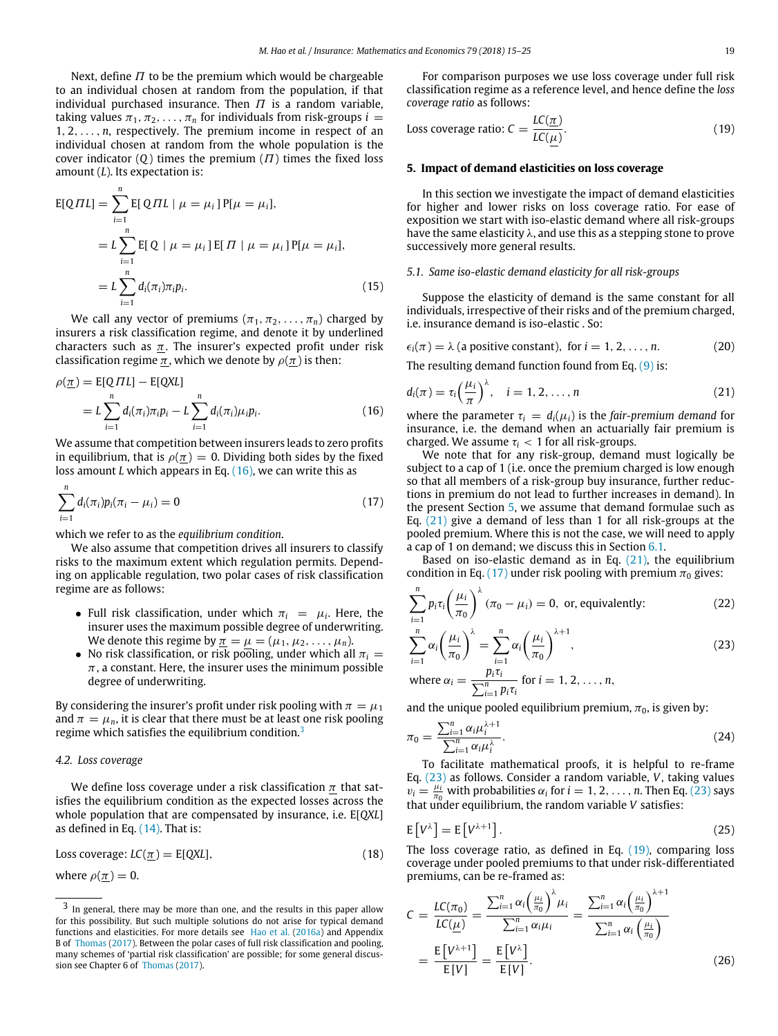Next, define $\Pi$ to be the premium which would be chargeable to an individual chosen at random from the population, if that individual purchased insurance. Then $\Pi$ is a random variable, taking values $\pi_1, \pi_2, \ldots, \pi_n$ for individuals from risk-groups $i = 1, 2, \ldots, n$, respectively. The premium income in respect of an individual chosen at random from the whole population is the cover indicator ($Q$) times the premium ($\Pi$) times the fixed loss amount ($L$). Its expectation is:

$$
\begin{aligned}
\mathrm{E}[Q\Pi L] &= \sum_{i=1}^{n} \mathrm{E}[\,Q\Pi L \mid \mu = \mu_i\,]\,\mathrm{P}[\mu = \mu_i], \\
&= L\sum_{i=1}^{n} \mathrm{E}[\,Q \mid \mu = \mu_i\,]\,\mathrm{E}[\,\Pi \mid \mu = \mu_i\,]\,\mathrm{P}[\mu = \mu_i], \\
&= L\sum_{i=1}^{n} d_i(\pi_i)\pi_i p_i. \qquad (15)
\end{aligned}
$$

We call any vector of premiums $(\pi_1, \pi_2, \ldots, \pi_n)$ charged by insurers a risk classification regime, and denote it by underlined characters such as $\underline{\pi}$. The insurer's expected profit under risk classification regime $\underline{\pi}$, which we denote by $\rho(\underline{\pi})$ is then:

$$
\begin{aligned}
\rho(\underline{\pi}) &= \mathrm{E}[Q\Pi L] - \mathrm{E}[QXL] \\
&= L\sum_{i=1}^{n} d_i(\pi_i)\pi_i p_i - L\sum_{i=1}^{n} d_i(\pi_i)\mu_i p_i. \qquad (16)
\end{aligned}
$$

We assume that competition between insurers leads to zero profits in equilibrium, that is $\rho(\underline{\pi}) = 0$. Dividing both sides by the fixed loss amount $L$ which appears in Eq. (16), we can write this as

$$
\sum_{i=1}^{n} d_i(\pi_i)p_i(\pi_i - \mu_i) = 0 \qquad (17)
$$

which we refer to as the *equilibrium condition*.

We also assume that competition drives all insurers to classify risks to the maximum extent which regulation permits. Depending on applicable regulation, two polar cases of risk classification regime are as follows:

- Full risk classification, under which $\pi_i = \mu_i$. Here, the insurer uses the maximum possible degree of underwriting. We denote this regime by $\underline{\pi} = \underline{\mu} = (\mu_1, \mu_2, \ldots, \mu_n)$.
- No risk classification, or risk pooling, under which $\pi_i = \pi$, a constant. Here, the insurer uses the minimum possible degree of underwriting.

By considering the insurer's profit under risk pooling with $\pi = \mu_1$ and $\pi = \mu_n$, it is clear that there must be at least one risk pooling regime which satisfies the equilibrium condition.[3]

### 4.2. Loss coverage

We define loss coverage under a risk classification $\underline{\pi}$ that satisfies the equilibrium condition as the expected losses across the whole population that are compensated by insurance, i.e. $\mathrm{E}[QXL]$ as defined in Eq. (14). That is:

$$
\text{Loss coverage: } LC(\underline{\pi}) = \mathrm{E}[QXL], \qquad (18)
$$

where $\rho(\underline{\pi}) = 0$.

For comparison purposes we use loss coverage under full risk classification regime as a reference level, and hence define the *loss coverage ratio* as follows:

$$
\text{Loss coverage ratio: } C = \frac{LC(\underline{\pi})}{LC(\underline{\mu})}. \qquad (19)
$$

## 5. Impact of demand elasticities on loss coverage

In this section we investigate the impact of demand elasticities for higher and lower risks on loss coverage ratio. For ease of exposition we start with iso-elastic demand where all risk-groups have the same elasticity $\lambda$, and use this as a stepping stone to prove successively more general results.

### 5.1. Same iso-elastic demand elasticity for all risk-groups

Suppose the elasticity of demand is the same constant for all individuals, irrespective of their risks and of the premium charged, i.e. insurance demand is iso-elastic . So:

$$
\epsilon_i(\pi) = \lambda \text{ (a positive constant)}, \quad \text{for } i = 1, 2, \ldots, n. \qquad (20)
$$

The resulting demand function found from Eq. (9) is:

$$
d_i(\pi) = \tau_i\left(\frac{\mu_i}{\pi}\right)^{\lambda}, \quad i = 1, 2, \ldots, n \qquad (21)
$$

where the parameter $\tau_i = d_i(\mu_i)$ is the *fair-premium demand* for insurance, i.e. the demand when an actuarially fair premium is charged. We assume $\tau_i < 1$ for all risk-groups.

We note that for any risk-group, demand must logically be subject to a cap of 1 (i.e. once the premium charged is low enough so that all members of a risk-group buy insurance, further reductions in premium do not lead to further increases in demand). In the present Section 5, we assume that demand formulae such as Eq. (21) give a demand of less than 1 for all risk-groups at the pooled premium. Where this is not the case, we will need to apply a cap of 1 on demand; we discuss this in Section 6.1.

Based on iso-elastic demand as in Eq. (21), the equilibrium condition in Eq. (17) under risk pooling with premium $\pi_0$ gives:

$$
\sum_{i=1}^{n} p_i\tau_i\left(\frac{\mu_i}{\pi_0}\right)^{\lambda}(\pi_0 - \mu_i) = 0, \text{ or, equivalently:} \qquad (22)
$$

$$
\sum_{i=1}^{n} \alpha_i\left(\frac{\mu_i}{\pi_0}\right)^{\lambda} = \sum_{i=1}^{n} \alpha_i\left(\frac{\mu_i}{\pi_0}\right)^{\lambda+1}, \qquad (23)
$$

where $\alpha_i = \dfrac{p_i\tau_i}{\sum_{i=1}^{n} p_i\tau_i}$ for $i = 1, 2, \ldots, n$,

and the unique pooled equilibrium premium, $\pi_0$, is given by:

$$
\pi_0 = \frac{\sum_{i=1}^{n} \alpha_i\mu_i^{\lambda+1}}{\sum_{i=1}^{n} \alpha_i\mu_i^{\lambda}}. \qquad (24)
$$

To facilitate mathematical proofs, it is helpful to re-frame Eq. (23) as follows. Consider a random variable, $V$, taking values $v_i = \frac{\mu_i}{\pi_0}$ with probabilities $\alpha_i$ for $i = 1, 2, \ldots, n$. Then Eq. (23) says that under equilibrium, the random variable $V$ satisfies:

$$
\mathrm{E}\left[V^{\lambda}\right] = \mathrm{E}\left[V^{\lambda+1}\right]. \qquad (25)
$$

The loss coverage ratio, as defined in Eq. (19), comparing loss coverage under pooled premiums to that under risk-differentiated premiums, can be re-framed as:

$$
\begin{aligned}
C = \frac{LC(\pi_0)}{LC(\underline{\mu})} &= \frac{\sum_{i=1}^{n} \alpha_i\left(\frac{\mu_i}{\pi_0}\right)^{\lambda}\mu_i}{\sum_{i=1}^{n} \alpha_i\mu_i} = \frac{\sum_{i=1}^{n} \alpha_i\left(\frac{\mu_i}{\pi_0}\right)^{\lambda+1}}{\sum_{i=1}^{n} \alpha_i\left(\frac{\mu_i}{\pi_0}\right)} \\
&= \frac{\mathrm{E}\left[V^{\lambda+1}\right]}{\mathrm{E}\left[V\right]} = \frac{\mathrm{E}\left[V^{\lambda}\right]}{\mathrm{E}\left[V\right]}. \qquad (26)
\end{aligned}
$$

---

[3] In general, there may be more than one, and the results in this paper allow for this possibility. But such multiple solutions do not arise for typical demand functions and elasticities. For more details see Hao et al. (2016a) and Appendix B of Thomas (2017). Between the polar cases of full risk classification and pooling, many schemes of 'partial risk classification' are possible; for some general discussion see Chapter 6 of Thomas (2017).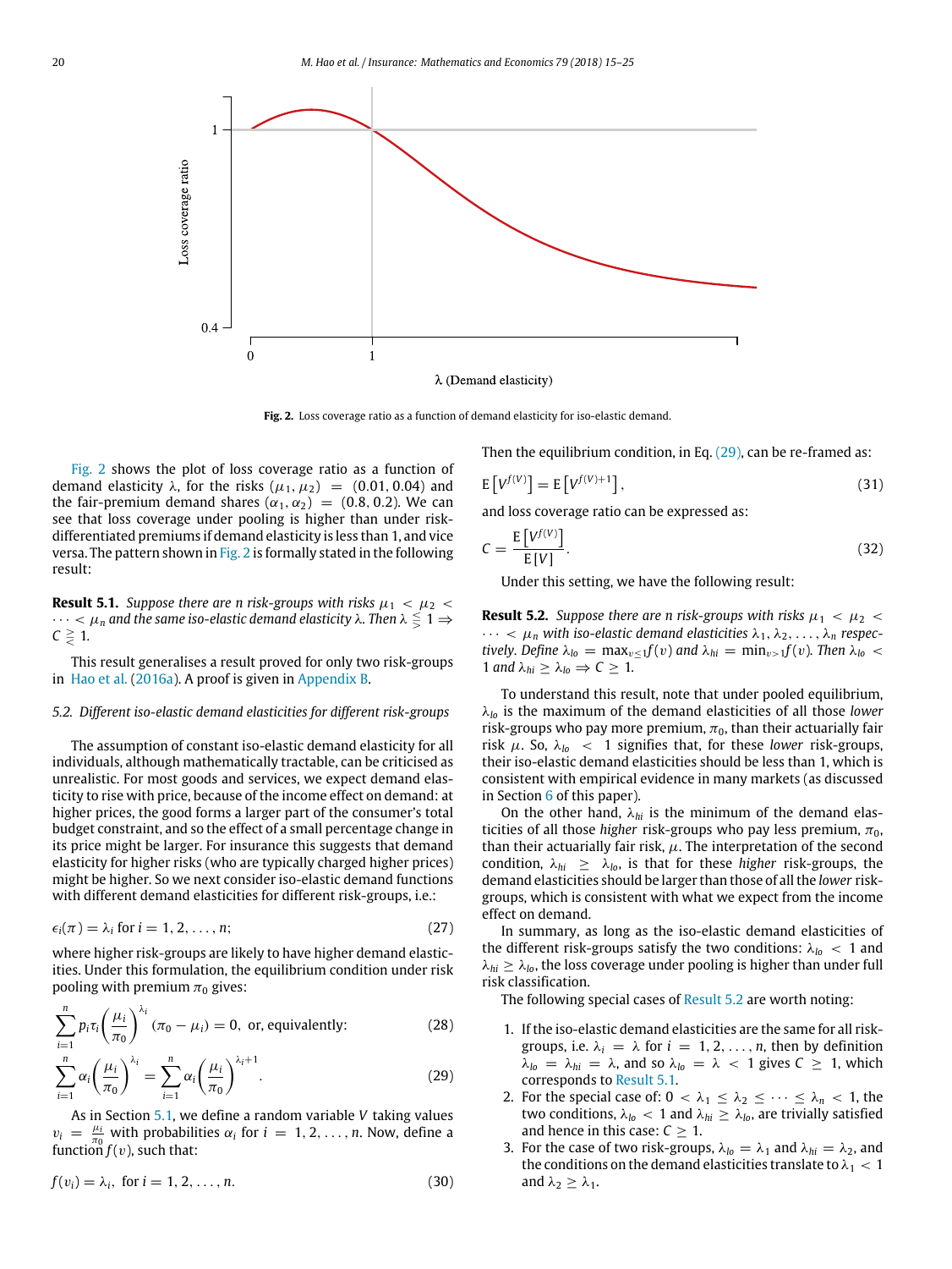**Fig. 2.** Loss coverage ratio as a function of demand elasticity for iso-elastic demand.

Fig. 2 shows the plot of loss coverage ratio as a function of demand elasticity $\lambda$, for the risks $(\mu_1, \mu_2) = (0.01, 0.04)$ and the fair-premium demand shares $(\alpha_1, \alpha_2) = (0.8, 0.2)$. We can see that loss coverage under pooling is higher than under risk-differentiated premiums if demand elasticity is less than 1, and vice versa. The pattern shown in Fig. 2 is formally stated in the following result:

**Result 5.1.** *Suppose there are n risk-groups with risks $\mu_1 < \mu_2 < \cdots < \mu_n$ and the same iso-elastic demand elasticity $\lambda$. Then $\lambda \lesseqgtr 1 \Rightarrow C \gtreqless 1$.*

This result generalises a result proved for only two risk-groups in Hao et al. (2016a). A proof is given in Appendix B.

*5.2. Different iso-elastic demand elasticities for different risk-groups*

The assumption of constant iso-elastic demand elasticity for all individuals, although mathematically tractable, can be criticised as unrealistic. For most goods and services, we expect demand elasticity to rise with price, because of the income effect on demand: at higher prices, the good forms a larger part of the consumer's total budget constraint, and so the effect of a small percentage change in its price might be larger. For insurance this suggests that demand elasticity for higher risks (who are typically charged higher prices) might be higher. So we next consider iso-elastic demand functions with different demand elasticities for different risk-groups, i.e.:

$$\epsilon_i(\pi) = \lambda_i \text{ for } i = 1, 2, \ldots, n; \tag{27}$$

where higher risk-groups are likely to have higher demand elasticities. Under this formulation, the equilibrium condition under risk pooling with premium $\pi_0$ gives:

$$\sum_{i=1}^{n} p_i \tau_i \left(\frac{\mu_i}{\pi_0}\right)^{\lambda_i} (\pi_0 - \mu_i) = 0, \text{ or, equivalently:} \tag{28}$$

$$\sum_{i=1}^{n} \alpha_i \left(\frac{\mu_i}{\pi_0}\right)^{\lambda_i} = \sum_{i=1}^{n} \alpha_i \left(\frac{\mu_i}{\pi_0}\right)^{\lambda_i+1}. \tag{29}$$

As in Section 5.1, we define a random variable $V$ taking values $v_i = \frac{\mu_i}{\pi_0}$ with probabilities $\alpha_i$ for $i = 1, 2, \ldots, n$. Now, define a function $f(v)$, such that:

$$f(v_i) = \lambda_i, \text{ for } i = 1, 2, \ldots, n. \tag{30}$$

Then the equilibrium condition, in Eq. (29), can be re-framed as:

$$\mathrm{E}\left[V^{f(V)}\right] = \mathrm{E}\left[V^{f(V)+1}\right], \tag{31}$$

and loss coverage ratio can be expressed as:

$$C = \frac{\mathrm{E}\left[V^{f(V)}\right]}{\mathrm{E}\left[V\right]}. \tag{32}$$

Under this setting, we have the following result:

**Result 5.2.** *Suppose there are n risk-groups with risks $\mu_1 < \mu_2 < \cdots < \mu_n$ with iso-elastic demand elasticities $\lambda_1, \lambda_2, \ldots, \lambda_n$ respectively. Define $\lambda_{lo} = \max_{v \le 1} f(v)$ and $\lambda_{hi} = \min_{v > 1} f(v)$. Then $\lambda_{lo} < 1$ and $\lambda_{hi} \ge \lambda_{lo} \Rightarrow C \ge 1$.*

To understand this result, note that under pooled equilibrium, $\lambda_{lo}$ is the maximum of the demand elasticities of all those *lower* risk-groups who pay more premium, $\pi_0$, than their actuarially fair risk $\mu$. So, $\lambda_{lo} < 1$ signifies that, for these *lower* risk-groups, their iso-elastic demand elasticities should be less than 1, which is consistent with empirical evidence in many markets (as discussed in Section 6 of this paper).

On the other hand, $\lambda_{hi}$ is the minimum of the demand elasticities of all those *higher* risk-groups who pay less premium, $\pi_0$, than their actuarially fair risk, $\mu$. The interpretation of the second condition, $\lambda_{hi} \ge \lambda_{lo}$, is that for these *higher* risk-groups, the demand elasticities should be larger than those of all the *lower* risk-groups, which is consistent with what we expect from the income effect on demand.

In summary, as long as the iso-elastic demand elasticities of the different risk-groups satisfy the two conditions: $\lambda_{lo} < 1$ and $\lambda_{hi} \ge \lambda_{lo}$, the loss coverage under pooling is higher than under full risk classification.

The following special cases of Result 5.2 are worth noting:

1. If the iso-elastic demand elasticities are the same for all risk-groups, i.e. $\lambda_i = \lambda$ for $i = 1, 2, \ldots, n$, then by definition $\lambda_{lo} = \lambda_{hi} = \lambda$, and so $\lambda_{lo} = \lambda < 1$ gives $C \ge 1$, which corresponds to Result 5.1.
2. For the special case of: $0 < \lambda_1 \le \lambda_2 \le \cdots \le \lambda_n < 1$, the two conditions, $\lambda_{lo} < 1$ and $\lambda_{hi} \ge \lambda_{lo}$, are trivially satisfied and hence in this case: $C \ge 1$.
3. For the case of two risk-groups, $\lambda_{lo} = \lambda_1$ and $\lambda_{hi} = \lambda_2$, and the conditions on the demand elasticities translate to $\lambda_1 < 1$ and $\lambda_2 \ge \lambda_1$.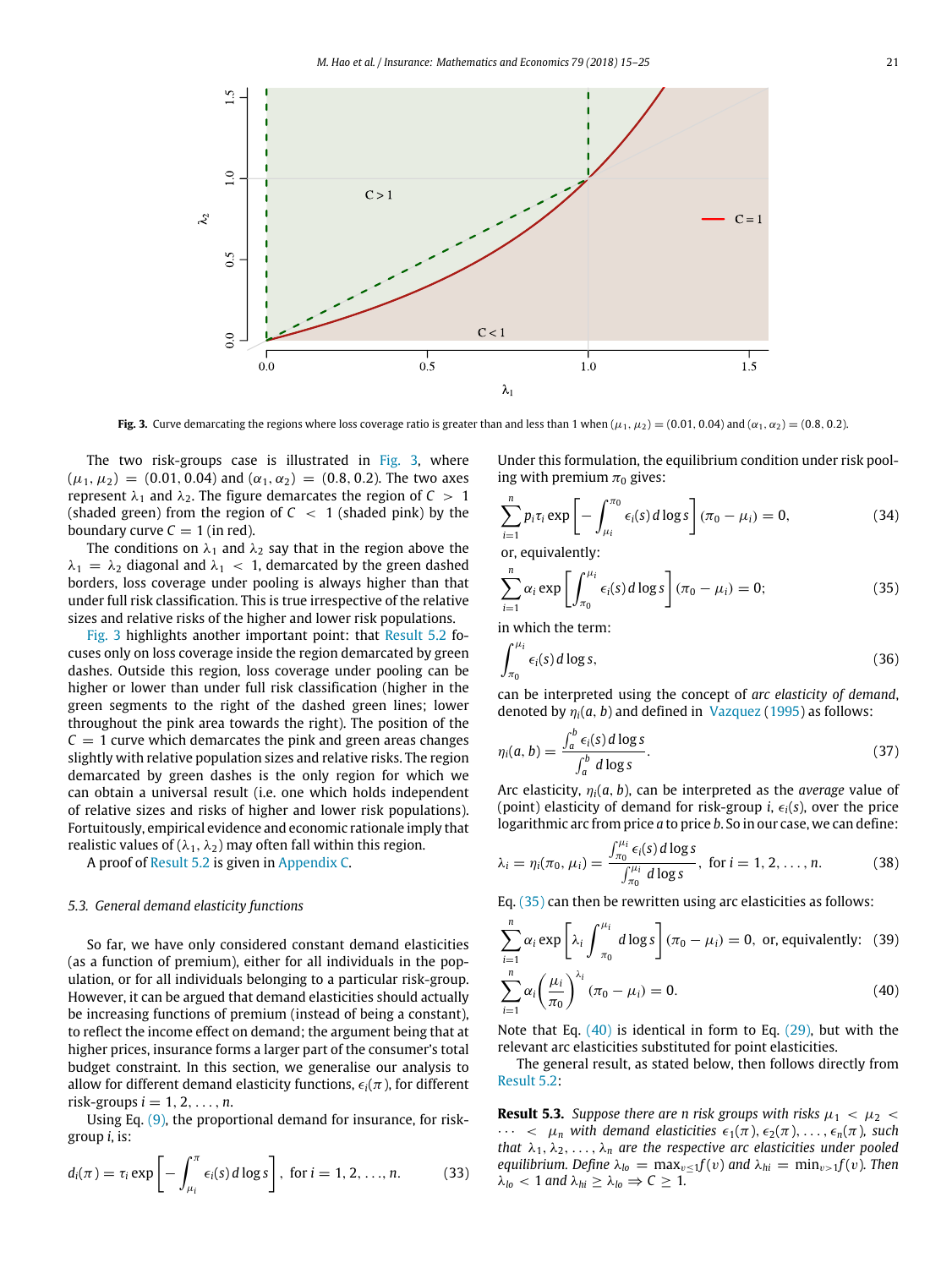Fig. 3. Curve demarcating the regions where loss coverage ratio is greater than and less than 1 when $(\mu_1, \mu_2) = (0.01, 0.04)$ and $(\alpha_1, \alpha_2) = (0.8, 0.2)$.

The two risk-groups case is illustrated in Fig. 3, where $(\mu_1, \mu_2) = (0.01, 0.04)$ and $(\alpha_1, \alpha_2) = (0.8, 0.2)$. The two axes represent $\lambda_1$ and $\lambda_2$. The figure demarcates the region of $C > 1$ (shaded green) from the region of $C < 1$ (shaded pink) by the boundary curve $C = 1$ (in red).

The conditions on $\lambda_1$ and $\lambda_2$ say that in the region above the $\lambda_1 = \lambda_2$ diagonal and $\lambda_1 < 1$, demarcated by the green dashed borders, loss coverage under pooling is always higher than that under full risk classification. This is true irrespective of the relative sizes and relative risks of the higher and lower risk populations.

Fig. 3 highlights another important point: that Result 5.2 focuses only on loss coverage inside the region demarcated by green dashes. Outside this region, loss coverage under pooling can be higher or lower than under full risk classification (higher in the green segments to the right of the dashed green lines; lower throughout the pink area towards the right). The position of the $C = 1$ curve which demarcates the pink and green areas changes slightly with relative population sizes and relative risks. The region demarcated by green dashes is the only region for which we can obtain a universal result (i.e. one which holds independent of relative sizes and risks of higher and lower risk populations). Fortuitously, empirical evidence and economic rationale imply that realistic values of $(\lambda_1, \lambda_2)$ may often fall within this region.

A proof of Result 5.2 is given in Appendix C.

### 5.3. General demand elasticity functions

So far, we have only considered constant demand elasticities (as a function of premium), either for all individuals in the population, or for all individuals belonging to a particular risk-group. However, it can be argued that demand elasticities should actually be increasing functions of premium (instead of being a constant), to reflect the income effect on demand; the argument being that at higher prices, insurance forms a larger part of the customer's total budget constraint. In this section, we generalise our analysis to allow for different demand elasticity functions, $\epsilon_i(\pi)$, for different risk-groups $i = 1, 2, \ldots, n$.

Using Eq. (9), the proportional demand for insurance, for risk-group $i$, is:

$$d_i(\pi) = \tau_i \exp\left[-\int_{\mu_i}^{\pi} \epsilon_i(s)\, d\log s\right], \quad \text{for } i = 1, 2, \ldots, n. \tag{33}$$

Under this formulation, the equilibrium condition under risk pooling with premium $\pi_0$ gives:

$$\sum_{i=1}^{n} p_i \tau_i \exp\left[-\int_{\mu_i}^{\pi_0} \epsilon_i(s)\, d\log s\right](\pi_0 - \mu_i) = 0, \tag{34}$$

or, equivalently:

$$\sum_{i=1}^{n} \alpha_i \exp\left[\int_{\pi_0}^{\mu_i} \epsilon_i(s)\, d\log s\right](\pi_0 - \mu_i) = 0; \tag{35}$$

in which the term:

$$\int_{\pi_0}^{\mu_i} \epsilon_i(s)\, d\log s, \tag{36}$$

can be interpreted using the concept of *arc elasticity of demand*, denoted by $\eta_i(a, b)$ and defined in Vazquez (1995) as follows:

$$\eta_i(a, b) = \frac{\int_a^b \epsilon_i(s)\, d\log s}{\int_a^b d\log s}. \tag{37}$$

Arc elasticity, $\eta_i(a, b)$, can be interpreted as the *average* value of (point) elasticity of demand for risk-group $i$, $\epsilon_i(s)$, over the price logarithmic arc from price $a$ to price $b$. So in our case, we can define:

$$\lambda_i = \eta_i(\pi_0, \mu_i) = \frac{\int_{\pi_0}^{\mu_i} \epsilon_i(s)\, d\log s}{\int_{\pi_0}^{\mu_i} d\log s}, \quad \text{for } i = 1, 2, \ldots, n. \tag{38}$$

Eq. (35) can then be rewritten using arc elasticities as follows:

$$\sum_{i=1}^{n} \alpha_i \exp\left[\lambda_i \int_{\pi_0}^{\mu_i} d\log s\right](\pi_0 - \mu_i) = 0, \text{ or, equivalently:} \tag{39}$$

$$\sum_{i=1}^{n} \alpha_i \left(\frac{\mu_i}{\pi_0}\right)^{\lambda_i}(\pi_0 - \mu_i) = 0. \tag{40}$$

Note that Eq. (40) is identical in form to Eq. (29), but with the relevant arc elasticities substituted for point elasticities.

The general result, as stated below, then follows directly from Result 5.2:

**Result 5.3.** *Suppose there are $n$ risk groups with risks $\mu_1 < \mu_2 < \cdots < \mu_n$ with demand elasticities $\epsilon_1(\pi), \epsilon_2(\pi), \ldots, \epsilon_n(\pi)$, such that $\lambda_1, \lambda_2, \ldots, \lambda_n$ are the respective arc elasticities under pooled equilibrium. Define $\lambda_{lo} = \max_{v \le 1} f(v)$ and $\lambda_{hi} = \min_{v > 1} f(v)$. Then $\lambda_{lo} < 1$ and $\lambda_{hi} \ge \lambda_{lo} \Rightarrow C \ge 1$.*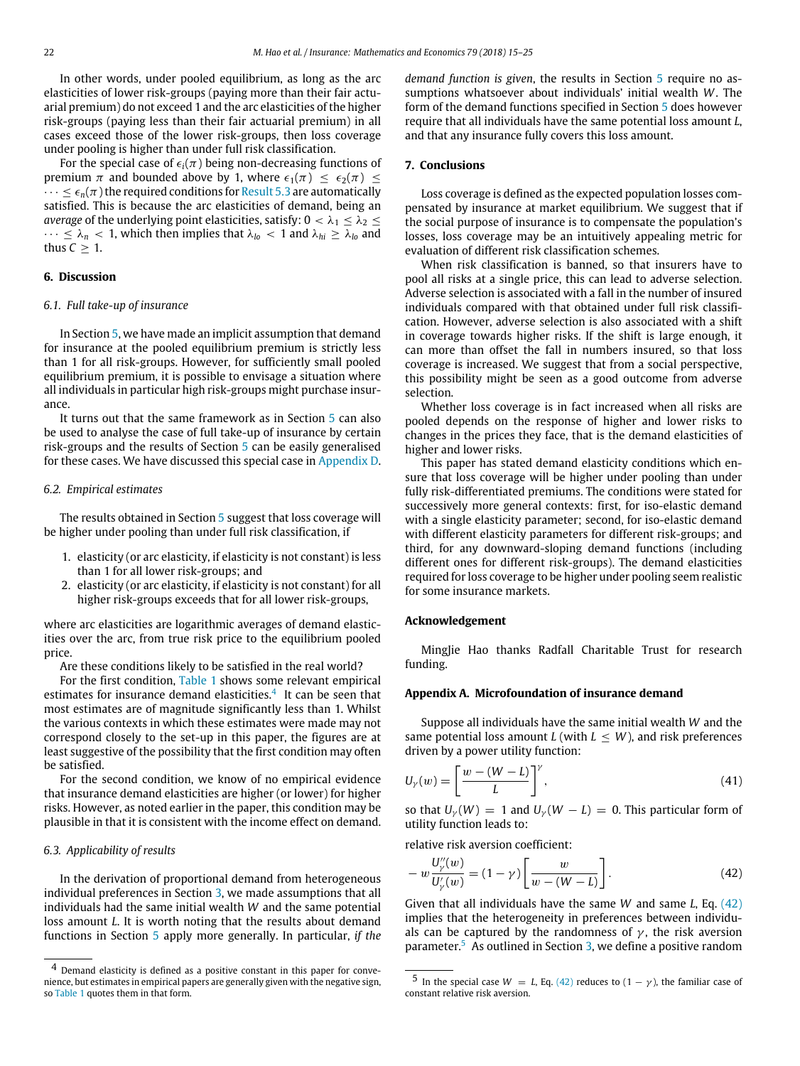In other words, under pooled equilibrium, as long as the arc elasticities of lower risk-groups (paying more than their fair actuarial premium) do not exceed 1 and the arc elasticities of the higher risk-groups (paying less than their fair actuarial premium) in all cases exceed those of the lower risk-groups, then loss coverage under pooling is higher than under full risk classification.

For the special case of $\epsilon_i(\pi)$ being non-decreasing functions of premium $\pi$ and bounded above by 1, where $\epsilon_1(\pi) \leq \epsilon_2(\pi) \leq \cdots \leq \epsilon_n(\pi)$ the required conditions for Result 5.3 are automatically satisfied. This is because the arc elasticities of demand, being an *average* of the underlying point elasticities, satisfy: $0 < \lambda_1 \leq \lambda_2 \leq \cdots \leq \lambda_n < 1$, which then implies that $\lambda_{lo} < 1$ and $\lambda_{hi} \geq \lambda_{lo}$ and thus $C \geq 1$.

## 6. Discussion

### 6.1. Full take-up of insurance

In Section 5, we have made an implicit assumption that demand for insurance at the pooled equilibrium premium is strictly less than 1 for all risk-groups. However, for sufficiently small pooled equilibrium premium, it is possible to envisage a situation where all individuals in particular high risk-groups might purchase insurance.

It turns out that the same framework as in Section 5 can also be used to analyse the case of full take-up of insurance by certain risk-groups and the results of Section 5 can be easily generalised for these cases. We have discussed this special case in Appendix D.

### 6.2. Empirical estimates

The results obtained in Section 5 suggest that loss coverage will be higher under pooling than under full risk classification, if

1. elasticity (or arc elasticity, if elasticity is not constant) is less than 1 for all lower risk-groups; and
2. elasticity (or arc elasticity, if elasticity is not constant) for all higher risk-groups exceeds that for all lower risk-groups,

where arc elasticities are logarithmic averages of demand elasticities over the arc, from true risk price to the equilibrium pooled price.

Are these conditions likely to be satisfied in the real world?

For the first condition, Table 1 shows some relevant empirical estimates for insurance demand elasticities.[4] It can be seen that most estimates are of magnitude significantly less than 1. Whilst the various contexts in which these estimates were made may not correspond closely to the set-up in this paper, the figures are at least suggestive of the possibility that the first condition may often be satisfied.

For the second condition, we know of no empirical evidence that insurance demand elasticities are higher (or lower) for higher risks. However, as noted earlier in the paper, this condition may be plausible in that it is consistent with the income effect on demand.

### 6.3. Applicability of results

In the derivation of proportional demand from heterogeneous individual preferences in Section 3, we made assumptions that all individuals had the same initial wealth $W$ and the same potential loss amount $L$. It is worth noting that the results about demand functions in Section 5 apply more generally. In particular, *if the demand function is given*, the results in Section 5 require no assumptions whatsoever about individuals' initial wealth $W$. The form of the demand functions specified in Section 5 does however require that all individuals have the same potential loss amount $L$, and that any insurance fully covers this loss amount.

## 7. Conclusions

Loss coverage is defined as the expected population losses compensated by insurance at market equilibrium. We suggest that if the social purpose of insurance is to compensate the population's losses, loss coverage may be an intuitively appealing metric for evaluation of different risk classification schemes.

When risk classification is banned, so that insurers have to pool all risks at a single price, this can lead to adverse selection. Adverse selection is associated with a fall in the number of insured individuals compared with that obtained under full risk classification. However, adverse selection is also associated with a shift in coverage towards higher risks. If the shift is large enough, it can more than offset the fall in numbers insured, so that loss coverage is increased. We suggest that from a social perspective, this possibility might be seen as a good outcome from adverse selection.

Whether loss coverage is in fact increased when all risks are pooled depends on the response of higher and lower risks to changes in the prices they face, that is the demand elasticities of higher and lower risks.

This paper has stated demand elasticity conditions which ensure that loss coverage will be higher under pooling than under fully risk-differentiated premiums. The conditions were stated for successively more general contexts: first, for iso-elastic demand with a single elasticity parameter; second, for iso-elastic demand with different elasticity parameters for different risk-groups; and third, for any downward-sloping demand functions (including different ones for different risk-groups). The demand elasticities required for loss coverage to be higher under pooling seem realistic for some insurance markets.

## Acknowledgement

MingJie Hao thanks Radfall Charitable Trust for research funding.

## Appendix A. Microfoundation of insurance demand

Suppose all individuals have the same initial wealth $W$ and the same potential loss amount $L$ (with $L \leq W$), and risk preferences driven by a power utility function:

$$U_\gamma(w) = \left[\frac{w - (W - L)}{L}\right]^\gamma, \tag{41}$$

so that $U_\gamma(W) = 1$ and $U_\gamma(W - L) = 0$. This particular form of utility function leads to:

relative risk aversion coefficient:

$$-w\frac{U_\gamma''(w)}{U_\gamma'(w)} = (1 - \gamma)\left[\frac{w}{w - (W - L)}\right]. \tag{42}$$

Given that all individuals have the same $W$ and same $L$, Eq. (42) implies that the heterogeneity in preferences between individuals can be captured by the randomness of $\gamma$, the risk aversion parameter.[5] As outlined in Section 3, we define a positive random

[4] Demand elasticity is defined as a positive constant in this paper for convenience, but estimates in empirical papers are generally given with the negative sign, so Table 1 quotes them in that form.

[5] In the special case $W = L$, Eq. (42) reduces to $(1 - \gamma)$, the familiar case of constant relative risk aversion.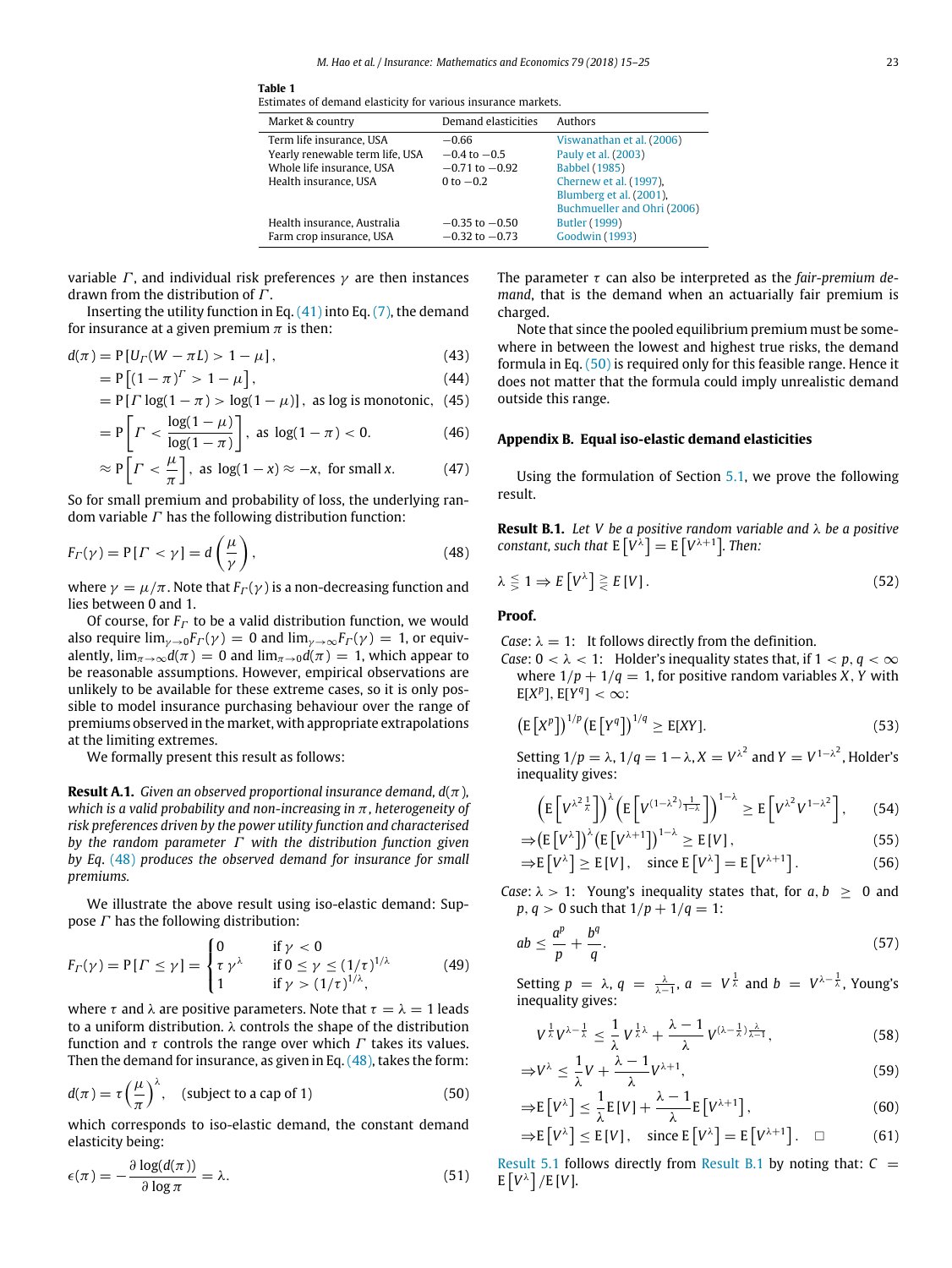**Table 1**
Estimates of demand elasticity for various insurance markets.

| Market & country | Demand elasticities | Authors |
|---|---|---|
| Term life insurance, USA | −0.66 | Viswanathan et al. (2006) |
| Yearly renewable term life, USA | −0.4 to −0.5 | Pauly et al. (2003) |
| Whole life insurance, USA | −0.71 to −0.92 | Babbel (1985) |
| Health insurance, USA | 0 to −0.2 | Chernew et al. (1997), Blumberg et al. (2001), Buchmueller and Ohri (2006) |
| Health insurance, Australia | −0.35 to −0.50 | Butler (1999) |
| Farm crop insurance, USA | −0.32 to −0.73 | Goodwin (1993) |

variable $\Gamma$, and individual risk preferences $\gamma$ are then instances drawn from the distribution of $\Gamma$.

Inserting the utility function in Eq. (41) into Eq. (7), the demand for insurance at a given premium $\pi$ is then:

$$d(\pi) = \mathrm{P}\left[U_\Gamma(W - \pi L) > 1 - \mu\right], \tag{43}$$

$$= \mathrm{P}\left[(1-\pi)^\Gamma > 1 - \mu\right], \tag{44}$$

$$= \mathrm{P}\left[\Gamma \log(1-\pi) > \log(1-\mu)\right], \text{ as log is monotonic}, \tag{45}$$

$$= \mathrm{P}\left[\Gamma < \frac{\log(1-\mu)}{\log(1-\pi)}\right], \text{ as } \log(1-\pi) < 0. \tag{46}$$

$$\approx \mathrm{P}\left[\Gamma < \frac{\mu}{\pi}\right], \text{ as } \log(1-x) \approx -x, \text{ for small } x. \tag{47}$$

So for small premium and probability of loss, the underlying random variable $\Gamma$ has the following distribution function:

$$F_\Gamma(\gamma) = \mathrm{P}\left[\Gamma < \gamma\right] = d\left(\frac{\mu}{\gamma}\right), \tag{48}$$

where $\gamma = \mu/\pi$. Note that $F_\Gamma(\gamma)$ is a non-decreasing function and lies between 0 and 1.

Of course, for $F_\Gamma$ to be a valid distribution function, we would also require $\lim_{\gamma\to 0} F_\Gamma(\gamma) = 0$ and $\lim_{\gamma\to\infty} F_\Gamma(\gamma) = 1$, or equivalently, $\lim_{\pi\to\infty} d(\pi) = 0$ and $\lim_{\pi\to 0} d(\pi) = 1$, which appear to be reasonable assumptions. However, empirical observations are unlikely to be available for these extreme cases, so it is only possible to model insurance purchasing behaviour over the range of premiums observed in the market, with appropriate extrapolations at the limiting extremes.

We formally present this result as follows:

**Result A.1.** *Given an observed proportional insurance demand, $d(\pi)$, which is a valid probability and non-increasing in $\pi$, heterogeneity of risk preferences driven by the power utility function and characterised by the random parameter $\Gamma$ with the distribution function given by Eq. (48) produces the observed demand for insurance for small premiums.*

We illustrate the above result using iso-elastic demand: Suppose $\Gamma$ has the following distribution:

$$F_\Gamma(\gamma) = \mathrm{P}\left[\Gamma \le \gamma\right] = \begin{cases} 0 & \text{if } \gamma < 0 \\ \tau\,\gamma^\lambda & \text{if } 0 \le \gamma \le (1/\tau)^{1/\lambda} \\ 1 & \text{if } \gamma > (1/\tau)^{1/\lambda}, \end{cases} \tag{49}$$

where $\tau$ and $\lambda$ are positive parameters. Note that $\tau = \lambda = 1$ leads to a uniform distribution. $\lambda$ controls the shape of the distribution function and $\tau$ controls the range over which $\Gamma$ takes its values. Then the demand for insurance, as given in Eq. (48), takes the form:

$$d(\pi) = \tau\left(\frac{\mu}{\pi}\right)^\lambda, \quad \text{(subject to a cap of 1)} \tag{50}$$

which corresponds to iso-elastic demand, the constant demand elasticity being:

$$\epsilon(\pi) = -\frac{\partial \log(d(\pi))}{\partial \log \pi} = \lambda. \tag{51}$$

The parameter $\tau$ can also be interpreted as the *fair-premium demand*, that is the demand when an actuarially fair premium is charged.

Note that since the pooled equilibrium premium must be somewhere in between the lowest and highest true risks, the demand formula in Eq. (50) is required only for this feasible range. Hence it does not matter that the formula could imply unrealistic demand outside this range.

## Appendix B. Equal iso-elastic demand elasticities

Using the formulation of Section 5.1, we prove the following result.

**Result B.1.** *Let $V$ be a positive random variable and $\lambda$ be a positive constant, such that $\mathrm{E}\left[V^\lambda\right] = \mathrm{E}\left[V^{\lambda+1}\right]$. Then:*

$$\lambda \lesseqgtr 1 \Rightarrow E\left[V^\lambda\right] \gtreqless E\left[V\right]. \tag{52}$$

**Proof.**

*Case*: $\lambda = 1$: It follows directly from the definition.

*Case*: $0 < \lambda < 1$: Holder's inequality states that, if $1 < p, q < \infty$ where $1/p + 1/q = 1$, for positive random variables $X, Y$ with $\mathrm{E}[X^p], \mathrm{E}[Y^q] < \infty$:

$$\left(\mathrm{E}\left[X^p\right]\right)^{1/p}\left(\mathrm{E}\left[Y^q\right]\right)^{1/q} \ge \mathrm{E}[XY]. \tag{53}$$

Setting $1/p = \lambda$, $1/q = 1 - \lambda$, $X = V^{\lambda^2}$ and $Y = V^{1-\lambda^2}$, Holder's inequality gives:

$$\left(\mathrm{E}\left[V^{\lambda^2 \frac{1}{\lambda}}\right]\right)^\lambda \left(\mathrm{E}\left[V^{(1-\lambda^2)\frac{1}{1-\lambda}}\right]\right)^{1-\lambda} \ge \mathrm{E}\left[V^{\lambda^2} V^{1-\lambda^2}\right], \tag{54}$$

$$\Rightarrow \left(\mathrm{E}\left[V^\lambda\right]\right)^\lambda \left(\mathrm{E}\left[V^{\lambda+1}\right]\right)^{1-\lambda} \ge \mathrm{E}\left[V\right], \tag{55}$$

$$\Rightarrow \mathrm{E}\left[V^\lambda\right] \ge \mathrm{E}\left[V\right], \quad \text{since } \mathrm{E}\left[V^\lambda\right] = \mathrm{E}\left[V^{\lambda+1}\right]. \tag{56}$$

*Case*: $\lambda > 1$: Young's inequality states that, for $a, b \ge 0$ and $p, q > 0$ such that $1/p + 1/q = 1$:

$$ab \le \frac{a^p}{p} + \frac{b^q}{q}. \tag{57}$$

Setting $p = \lambda$, $q = \frac{\lambda}{\lambda - 1}$, $a = V^{\frac{1}{\lambda}}$ and $b = V^{\lambda - \frac{1}{\lambda}}$, Young's inequality gives:

$$V^{\frac{1}{\lambda}} V^{\lambda - \frac{1}{\lambda}} \le \frac{1}{\lambda} V^{\frac{1}{\lambda}\lambda} + \frac{\lambda - 1}{\lambda} V^{(\lambda - \frac{1}{\lambda})\frac{\lambda}{\lambda - 1}}, \tag{58}$$

$$\Rightarrow V^\lambda \le \frac{1}{\lambda} V + \frac{\lambda - 1}{\lambda} V^{\lambda+1}, \tag{59}$$

$$\Rightarrow \mathrm{E}\left[V^\lambda\right] \le \frac{1}{\lambda}\mathrm{E}\left[V\right] + \frac{\lambda - 1}{\lambda}\mathrm{E}\left[V^{\lambda+1}\right], \tag{60}$$

$$\Rightarrow \mathrm{E}\left[V^\lambda\right] \le \mathrm{E}\left[V\right], \quad \text{since } \mathrm{E}\left[V^\lambda\right] = \mathrm{E}\left[V^{\lambda+1}\right]. \quad \square \tag{61}$$

Result 5.1 follows directly from Result B.1 by noting that: $C = \mathrm{E}\left[V^\lambda\right]/\mathrm{E}\left[V\right]$.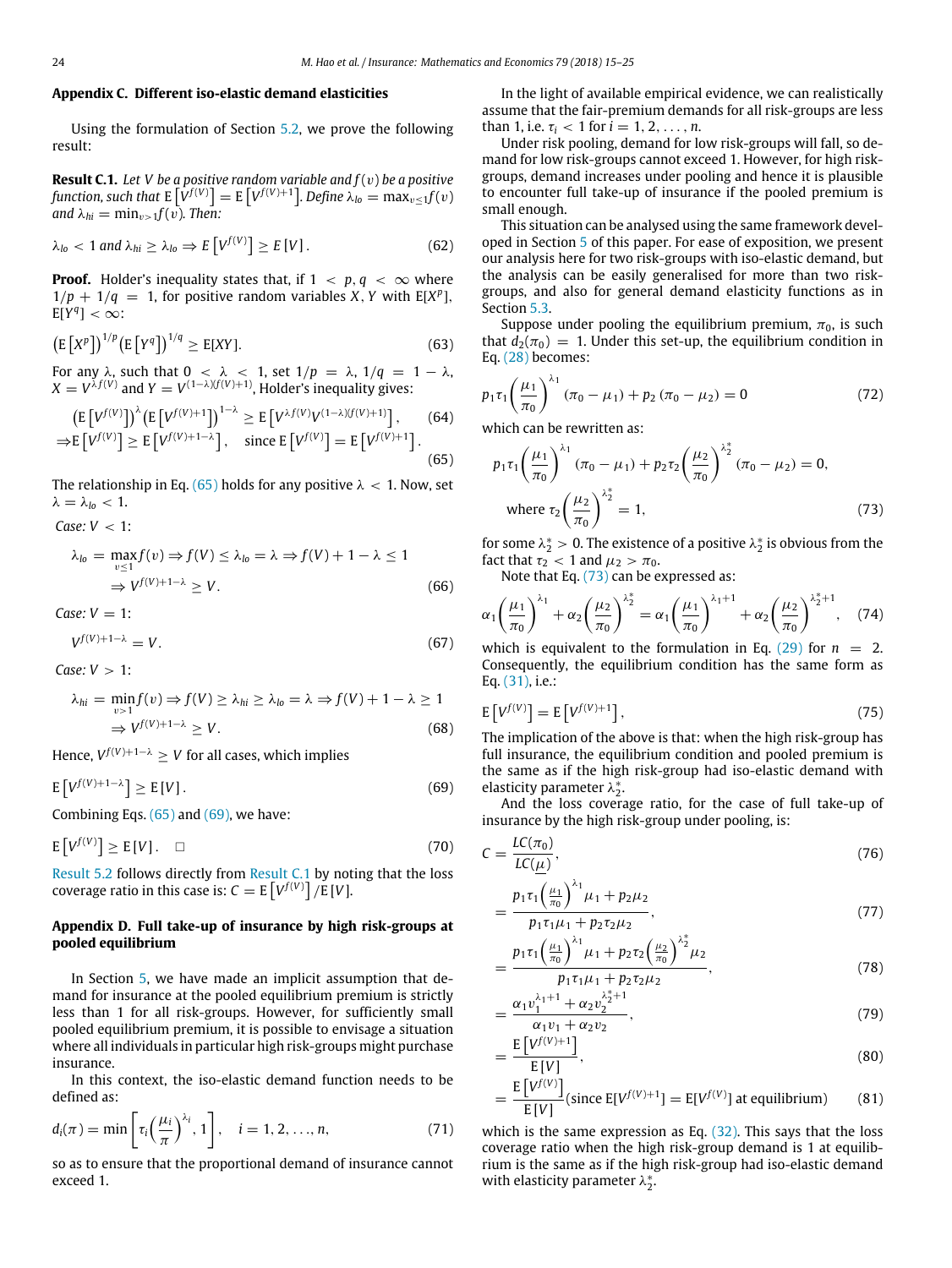## Appendix C. Different iso-elastic demand elasticities

Using the formulation of Section 5.2, we prove the following result:

**Result C.1.** *Let $V$ be a positive random variable and $f(v)$ be a positive function, such that* $\mathrm{E}\left[V^{f(V)}\right] = \mathrm{E}\left[V^{f(V)+1}\right]$. *Define* $\lambda_{lo} = \max_{v \le 1} f(v)$ *and* $\lambda_{hi} = \min_{v>1} f(v)$. *Then:*

$$\lambda_{lo} < 1 \text{ and } \lambda_{hi} \ge \lambda_{lo} \Rightarrow E\left[V^{f(V)}\right] \ge E\left[V\right]. \tag{62}$$

**Proof.** Holder's inequality states that, if $1 < p, q < \infty$ where $1/p + 1/q = 1$, for positive random variables $X, Y$ with $\mathrm{E}[X^p]$, $\mathrm{E}[Y^q] < \infty$:

$$\left(\mathrm{E}\left[X^p\right]\right)^{1/p} \left(\mathrm{E}\left[Y^q\right]\right)^{1/q} \ge \mathrm{E}[XY]. \tag{63}$$

For any $\lambda$, such that $0 < \lambda < 1$, set $1/p = \lambda$, $1/q = 1 - \lambda$, $X = V^{\lambda f(V)}$ and $Y = V^{(1-\lambda)(f(V)+1)}$, Holder's inequality gives:

$$\left(\mathrm{E}\left[V^{f(V)}\right]\right)^{\lambda} \left(\mathrm{E}\left[V^{f(V)+1}\right]\right)^{1-\lambda} \ge \mathrm{E}\left[V^{\lambda f(V)} V^{(1-\lambda)(f(V)+1)}\right], \tag{64}$$

$$\Rightarrow \mathrm{E}\left[V^{f(V)}\right] \ge \mathrm{E}\left[V^{f(V)+1-\lambda}\right], \quad \text{since } \mathrm{E}\left[V^{f(V)}\right] = \mathrm{E}\left[V^{f(V)+1}\right]. \tag{65}$$

The relationship in Eq. (65) holds for any positive $\lambda < 1$. Now, set $\lambda = \lambda_{lo} < 1$.

*Case: $V < 1$:*

$$\lambda_{lo} = \max_{v \le 1} f(v) \Rightarrow f(V) \le \lambda_{lo} = \lambda \Rightarrow f(V) + 1 - \lambda \le 1$$
$$\Rightarrow V^{f(V)+1-\lambda} \ge V. \tag{66}$$

*Case: $V = 1$:*

$$V^{f(V)+1-\lambda} = V. \tag{67}$$

*Case: $V > 1$:*

$$\lambda_{hi} = \min_{v > 1} f(v) \Rightarrow f(V) \ge \lambda_{hi} \ge \lambda_{lo} = \lambda \Rightarrow f(V) + 1 - \lambda \ge 1$$
$$\Rightarrow V^{f(V)+1-\lambda} \ge V. \tag{68}$$

Hence, $V^{f(V)+1-\lambda} \ge V$ for all cases, which implies

$$\mathrm{E}\left[V^{f(V)+1-\lambda}\right] \ge \mathrm{E}\left[V\right]. \tag{69}$$

Combining Eqs. (65) and (69), we have:

$$\mathrm{E}\left[V^{f(V)}\right] \ge \mathrm{E}\left[V\right]. \quad \square \tag{70}$$

Result 5.2 follows directly from Result C.1 by noting that the loss coverage ratio in this case is: $C = \mathrm{E}\left[V^{f(V)}\right] / \mathrm{E}\left[V\right]$.

## Appendix D. Full take-up of insurance by high risk-groups at pooled equilibrium

In Section 5, we have made an implicit assumption that demand for insurance at the pooled equilibrium premium is strictly less than 1 for all risk-groups. However, for sufficiently small pooled equilibrium premium, it is possible to envisage a situation where all individuals in particular high risk-groups might purchase insurance.

In this context, the iso-elastic demand function needs to be defined as:

$$d_i(\pi) = \min\left[\tau_i \left(\frac{\mu_i}{\pi}\right)^{\lambda_i}, 1\right], \quad i = 1, 2, \ldots, n, \tag{71}$$

so as to ensure that the proportional demand of insurance cannot exceed 1.

In the light of available empirical evidence, we can realistically assume that the fair-premium demands for all risk-groups are less than 1, i.e. $\tau_i < 1$ for $i = 1, 2, \ldots, n$.

Under risk pooling, demand for low risk-groups will fall, so demand for low risk-groups cannot exceed 1. However, for high risk-groups, demand increases under pooling and hence it is plausible to encounter full take-up of insurance if the pooled premium is small enough.

This situation can be analysed using the same framework developed in Section 5 of this paper. For ease of exposition, we present our analysis here for two risk-groups with iso-elastic demand, but the analysis can be easily generalised for more than two risk-groups, and also for general demand elasticity functions as in Section 5.3.

Suppose under pooling the equilibrium premium, $\pi_0$, is such that $d_2(\pi_0) = 1$. Under this set-up, the equilibrium condition in Eq. (28) becomes:

$$p_1 \tau_1 \left(\frac{\mu_1}{\pi_0}\right)^{\lambda_1} (\pi_0 - \mu_1) + p_2 (\pi_0 - \mu_2) = 0 \tag{72}$$

which can be rewritten as:

$$p_1 \tau_1 \left(\frac{\mu_1}{\pi_0}\right)^{\lambda_1} (\pi_0 - \mu_1) + p_2 \tau_2 \left(\frac{\mu_2}{\pi_0}\right)^{\lambda_2^*} (\pi_0 - \mu_2) = 0,$$
$$\text{where } \tau_2 \left(\frac{\mu_2}{\pi_0}\right)^{\lambda_2^*} = 1, \tag{73}$$

for some $\lambda_2^* > 0$. The existence of a positive $\lambda_2^*$ is obvious from the fact that $\tau_2 < 1$ and $\mu_2 > \pi_0$.

Note that Eq. (73) can be expressed as:

$$\alpha_1 \left(\frac{\mu_1}{\pi_0}\right)^{\lambda_1} + \alpha_2 \left(\frac{\mu_2}{\pi_0}\right)^{\lambda_2^*} = \alpha_1 \left(\frac{\mu_1}{\pi_0}\right)^{\lambda_1+1} + \alpha_2 \left(\frac{\mu_2}{\pi_0}\right)^{\lambda_2^*+1}, \tag{74}$$

which is equivalent to the formulation in Eq. (29) for $n = 2$. Consequently, the equilibrium condition has the same form as Eq. (31), i.e.:

$$\mathrm{E}\left[V^{f(V)}\right] = \mathrm{E}\left[V^{f(V)+1}\right], \tag{75}$$

The implication of the above is that: when the high risk-group has full insurance, the equilibrium condition and pooled premium is the same as if the high risk-group had iso-elastic demand with elasticity parameter $\lambda_2^*$.

And the loss coverage ratio, for the case of full take-up of insurance by the high risk-group under pooling, is:

$$C = \frac{LC(\pi_0)}{LC(\underline{\mu})}, \tag{76}$$

$$= \frac{p_1 \tau_1 \left(\frac{\mu_1}{\pi_0}\right)^{\lambda_1} \mu_1 + p_2 \mu_2}{p_1 \tau_1 \mu_1 + p_2 \tau_2 \mu_2}, \tag{77}$$

$$= \frac{p_1 \tau_1 \left(\frac{\mu_1}{\pi_0}\right)^{\lambda_1} \mu_1 + p_2 \tau_2 \left(\frac{\mu_2}{\pi_0}\right)^{\lambda_2^*} \mu_2}{p_1 \tau_1 \mu_1 + p_2 \tau_2 \mu_2}, \tag{78}$$

$$= \frac{\alpha_1 v_1^{\lambda_1+1} + \alpha_2 v_2^{\lambda_2^*+1}}{\alpha_1 v_1 + \alpha_2 v_2}, \tag{79}$$

$$= \frac{\mathrm{E}\left[V^{f(V)+1}\right]}{\mathrm{E}\left[V\right]}, \tag{80}$$

$$= \frac{\mathrm{E}\left[V^{f(V)}\right]}{\mathrm{E}\left[V\right]} (\text{since } \mathrm{E}[V^{f(V)+1}] = \mathrm{E}[V^{f(V)}] \text{ at equilibrium}) \tag{81}$$

which is the same expression as Eq. (32). This says that the loss coverage ratio when the high risk-group demand is 1 at equilibrium is the same as if the high risk-group had iso-elastic demand with elasticity parameter $\lambda_2^*$.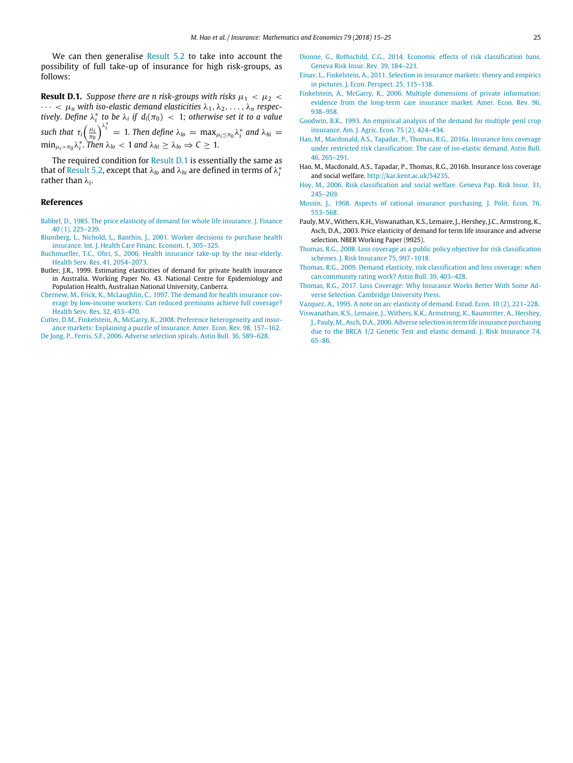We can then generalise Result 5.2 to take into account the possibility of full take-up of insurance for high risk-groups, as follows:

**Result D.1.** *Suppose there are n risk-groups with risks $\mu_1 < \mu_2 < \cdots < \mu_n$ with iso-elastic demand elasticities $\lambda_1, \lambda_2, \ldots, \lambda_n$ respectively. Define $\lambda_i^*$ to be $\lambda_i$ if $d_i(\pi_0) < 1$; otherwise set it to a value such that $\tau_i \left(\frac{\mu_i}{\pi_0}\right)^{\lambda_i^*} = 1$. Then define $\lambda_{lo} = \max_{\mu_i \le \pi_0} \lambda_i^*$ and $\lambda_{hi} = \min_{\mu_i > \pi_0} \lambda_i^*$. Then $\lambda_{lo} < 1$ and $\lambda_{hi} \ge \lambda_{lo} \Rightarrow C \ge 1$.*

The required condition for Result D.1 is essentially the same as that of Result 5.2, except that $\lambda_{lo}$ and $\lambda_{hi}$ are defined in terms of $\lambda_i^*$ rather than $\lambda_i$.

## References

Babbel, D., 1985. The price elasticity of demand for whole life insurance. J. Finance 40 (1), 225–239.

Blumberg, L., Nichold, L., Banthin, J., 2001. Worker decisions to purchase health insurance. Int. J. Health Care Financ. Econom. 1, 305–325.

Buchmueller, T.C., Ohri, S., 2006. Health insurance take-up by the near-elderly. Health Serv. Res. 41, 2054–2073.

Butler, J.R., 1999. Estimating elasticities of demand for private health insurance in Australia. Working Paper No. 43. National Centre for Epidemiology and Population Health, Australian National University, Canberra.

Chernew, M., Frick, K., McLaughlin, C., 1997. The demand for health insurance coverage by low-income workers: Can reduced premiums achieve full coverage? Health Serv. Res. 32, 453–470.

Cutler, D.M., Finkelstein, A., McGarry, K., 2008. Preference heterogeneity and insurance markets: Explaining a puzzle of insurance. Amer. Econ. Rev. 98, 157–162.

De Jong, P., Ferris, S.F., 2006. Adverse selection spirals. Astin Bull. 36, 589–628.

Dionne, G., Rothschild, C.G., 2014. Economic effects of risk classification bans. Geneva Risk Insur. Rev. 39, 184–221.

Einav, L., Finkelstein, A., 2011. Selection in insurance markets: theory and empirics in pictures. J. Econ. Perspect. 25, 115–138.

Finkelstein, A., McGarry, K., 2006. Multiple dimensions of private information: evidence from the long-term care insurance market. Amer. Econ. Rev. 96, 938–958.

Goodwin, B.K., 1993. An empirical analysis of the demand for multiple peril crop insurance. Am. J. Agric. Econ. 75 (2), 424–434.

Hao, M., Macdonald, A.S., Tapadar, P., Thomas, R.G., 2016a. Insurance loss coverage under restricted risk classification: The case of iso-elastic demand. Astin Bull. 46, 265–291.

Hao, M., Macdonald, A.S., Tapadar, P., Thomas, R.G., 2016b. Insurance loss coverage and social welfare. http://kar.kent.ac.uk/54235.

Hoy, M., 2006. Risk classification and social welfare. Geneva Pap. Risk Insur. 31, 245–269.

Mossin, J., 1968. Aspects of rational insurance purchasing. J. Polit. Econ. 76, 553–568.

Pauly, M.V., Withers, K.H., Viswanathan, K.S., Lemaire, J., Hershey, J.C., Armstrong, K., Asch, D.A., 2003. Price elasticity of demand for term life insurance and adverse selection. NBER Working Paper (9925).

Thomas, R.G., 2008. Loss coverage as a public policy objective for risk classification schemes. J. Risk Insurance 75, 997–1018.

Thomas, R.G., 2009. Demand elasticity, risk classification and loss coverage: when can community rating work? Astin Bull. 39, 403–428.

Thomas, R.G., 2017. Loss Coverage: Why Insurance Works Better With Some Adverse Selection. Cambridge University Press.

Vazquez, A., 1995. A note on arc elasticity of demand. Estud. Econ. 10 (2), 221–228.

Viswanathan, K.S., Lemaire, J., Withers, K.K., Armstrong, K., Baumritter, A., Hershey, J., Pauly, M., Asch, D.A., 2006. Adverse selection in term life insurance purchasing due to the BRCA 1/2 Genetic Test and elastic demand. J. Risk Insurance 74, 65–86.